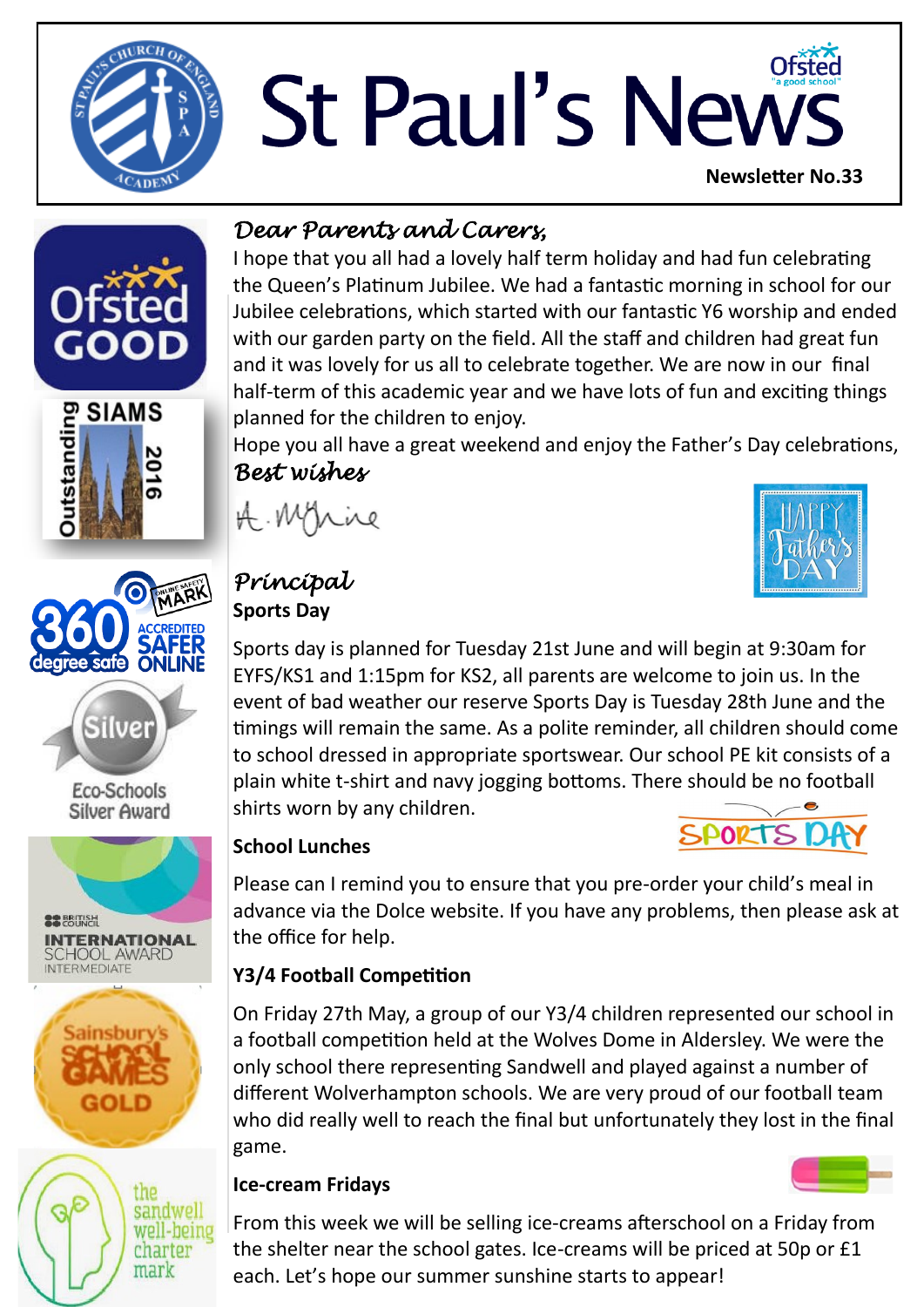# St Paul's News

**Newsletter No.33**

*Dear Parents and Carers,*

I hope that you all had a lovely half term holiday and had fun celebrating the Queen's Platinum Jubilee. We had a fantastic morning in school for our Jubilee celebrations, which started with our fantastic Y6 worship and ended with our garden party on the field. All the staff and children had great fun and it was lovely for us all to celebrate together. We are now in our final half-term of this academic year and we have lots of fun and exciting things planned for the children to enjoy.

Hope you all have a great weekend and enjoy the Father's Day celebrations,

*Best wishes*

A. McInie

*Principal*

**Sports Day**

Sports day is planned for Tuesday 21st June and will begin at 9:30am for EYFS/KS1 and 1:15pm for KS2, all parents are welcome to join us. In the event of bad weather our reserve Sports Day is Tuesday 28th June and the timings will remain the same. As a polite reminder, all children should come to school dressed in appropriate sportswear. Our school PE kit consists of a plain white t-shirt and navy jogging bottoms. There should be no football shirts worn by any children.

**School Lunches**

Please can I remind you to ensure that you pre-order your child's meal in advance via the Dolce website. If you have any problems, then please ask at the office for help.

**Y3/4 Football Competition**

On Friday 27th May, a group of our Y3/4 children represented our school in a football competition held at the Wolves Dome in Aldersley. We were the only school there representing Sandwell and played against a number of different Wolverhampton schools. We are very proud of our football team who did really well to reach the final but unfortunately they lost in the final game.

**Ice-cream Fridays**

From this week we will be selling ice-creams afterschool on a Friday from the shelter near the school gates. Ice-creams will be priced at 50p or £1 each. Let's hope our summer sunshine starts to appear!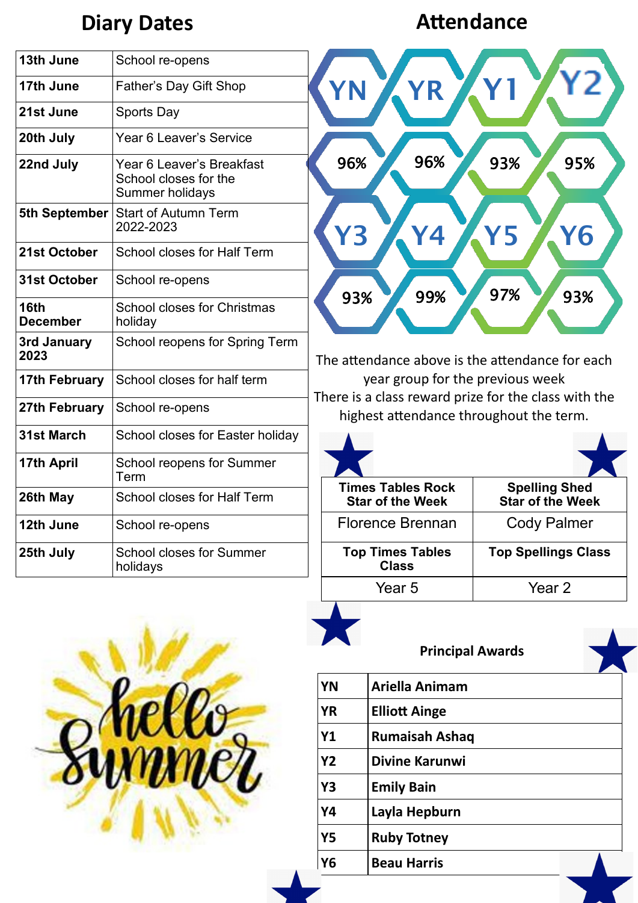## Diary Dates

| | |
|---|---|
| 13th June | School re-opens |
| 17th June | Father's Day Gift Shop |
| 21st June | Sports Day |
| 20th July | Year 6 Leaver's Service |
| 22nd July | Year 6 Leaver's Breakfast School closes for the Summer holidays |
| 5th September | Start of Autumn Term 2022-2023 |
| 21st October | School closes for Half Term |
| 31st October | School re-opens |
| 16th December | School closes for Christmas holiday |
| 3rd January 2023 | School reopens for Spring Term |
| 17th February | School closes for half term |
| 27th February | School re-opens |
| 31st March | School closes for Easter holiday |
| 17th April | School reopens for Summer Term |
| 26th May | School closes for Half Term |
| 12th June | School re-opens |
| 25th July | School closes for Summer holidays |

hello Summer

## Attendance

YN
96%

YR
96%

Y1
93%

Y2
95%

Y3
93%

Y4
99%

Y5
97%

Y6
93%

The attendance above is the attendance for each year group for the previous week
There is a class reward prize for the class with the highest attendance throughout the term.

| Times Tables Rock Star of the Week | Spelling Shed Star of the Week |
|---|---|
| Florence Brennan | Cody Palmer |
| **Top Times Tables Class** | **Top Spellings Class** |
| Year 5 | Year 2 |

**Principal Awards**

| | |
|---|---|
| YN | Ariella Animam |
| YR | Elliott Ainge |
| Y1 | Rumaisah Ashaq |
| Y2 | Divine Karunwi |
| Y3 | Emily Bain |
| Y4 | Layla Hepburn |
| Y5 | Ruby Totney |
| Y6 | Beau Harris |